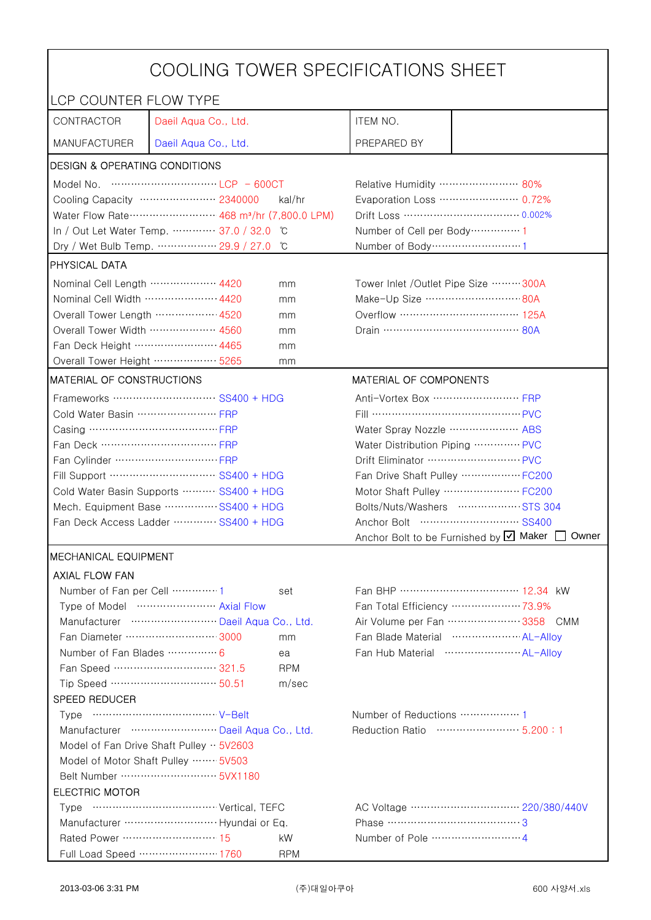# COOLING TOWER SPECIFICATIONS SHEET

LCP COUNTER FLOW TYPE

| CONTRACTOR | Daeil Aqua Co., Ltd. | ITEM NO. | |
|---|---|---|---|
| MANUFACTURER | Daeil Aqua Co., Ltd. | PREPARED BY | |

## DESIGN & OPERATING CONDITIONS

| | | | | |
|---|---|---|---|---|
| Model No. | LCP – 600CT | | Relative Humidity | 80% |
| Cooling Capacity | 2340000 | kal/hr | Evaporation Loss | 0.72% |
| Water Flow Rate | 468 m³/hr (7,800.0 LPM) | | Drift Loss | 0.002% |
| In / Out Let Water Temp. | 37.0 / 32.0 | ℃ | Number of Cell per Body | 1 |
| Dry / Wet Bulb Temp. | 29.9 / 27.0 | ℃ | Number of Body | 1 |

## PHYSICAL DATA

| | | | | |
|---|---|---|---|---|
| Nominal Cell Length | 4420 | mm | Tower Inlet /Outlet Pipe Size | 300A |
| Nominal Cell Width | 4420 | mm | Make-Up Size | 80A |
| Overall Tower Length | 4520 | mm | Overflow | 125A |
| Overall Tower Width | 4560 | mm | Drain | 80A |
| Fan Deck Height | 4465 | mm | | |
| Overall Tower Height | 5265 | mm | | |

## MATERIAL OF CONSTRUCTIONS / MATERIAL OF COMPONENTS

| MATERIAL OF CONSTRUCTIONS | | MATERIAL OF COMPONENTS | |
|---|---|---|---|
| Frameworks | SS400 + HDG | Anti-Vortex Box | FRP |
| Cold Water Basin | FRP | Fill | PVC |
| Casing | FRP | Water Spray Nozzle | ABS |
| Fan Deck | FRP | Water Distribution Piping | PVC |
| Fan Cylinder | FRP | Drift Eliminator | PVC |
| Fill Support | SS400 + HDG | Fan Drive Shaft Pulley | FC200 |
| Cold Water Basin Supports | SS400 + HDG | Motor Shaft Pulley | FC200 |
| Mech. Equipment Base | SS400 + HDG | Bolts/Nuts/Washers | STS 304 |
| Fan Deck Access Ladder | SS400 + HDG | Anchor Bolt | SS400 |
| | | Anchor Bolt to be Furnished by | ☑ Maker ☐ Owner |

## MECHANICAL EQUIPMENT

### AXIAL FLOW FAN

| | | | | | |
|---|---|---|---|---|---|
| Number of Fan per Cell | 1 | set | Fan BHP | 12.34 | kW |
| Type of Model | Axial Flow | | Fan Total Efficiency | 73.9% | |
| Manufacturer | Daeil Aqua Co., Ltd. | | Air Volume per Fan | 3358 | CMM |
| Fan Diameter | 3000 | mm | Fan Blade Material | AL-Alloy | |
| Number of Fan Blades | 6 | ea | Fan Hub Material | AL-Alloy | |
| Fan Speed | 321.5 | RPM | | | |
| Tip Speed | 50.51 | m/sec | | | |

### SPEED REDUCER

| | | | |
|---|---|---|---|
| Type | V-Belt | Number of Reductions | 1 |
| Manufacturer | Daeil Aqua Co., Ltd. | Reduction Ratio | 5.200 : 1 |
| Model of Fan Drive Shaft Pulley | 5V2603 | | |
| Model of Motor Shaft Pulley | 5V503 | | |
| Belt Number | 5VX1180 | | |

### ELECTRIC MOTOR

| | | | | |
|---|---|---|---|---|
| Type | Vertical, TEFC | | AC Voltage | 220/380/440V |
| Manufacturer | Hyundai or Eq. | | Phase | 3 |
| Rated Power | 15 | kW | Number of Pole | 4 |
| Full Load Speed | 1760 | RPM | | |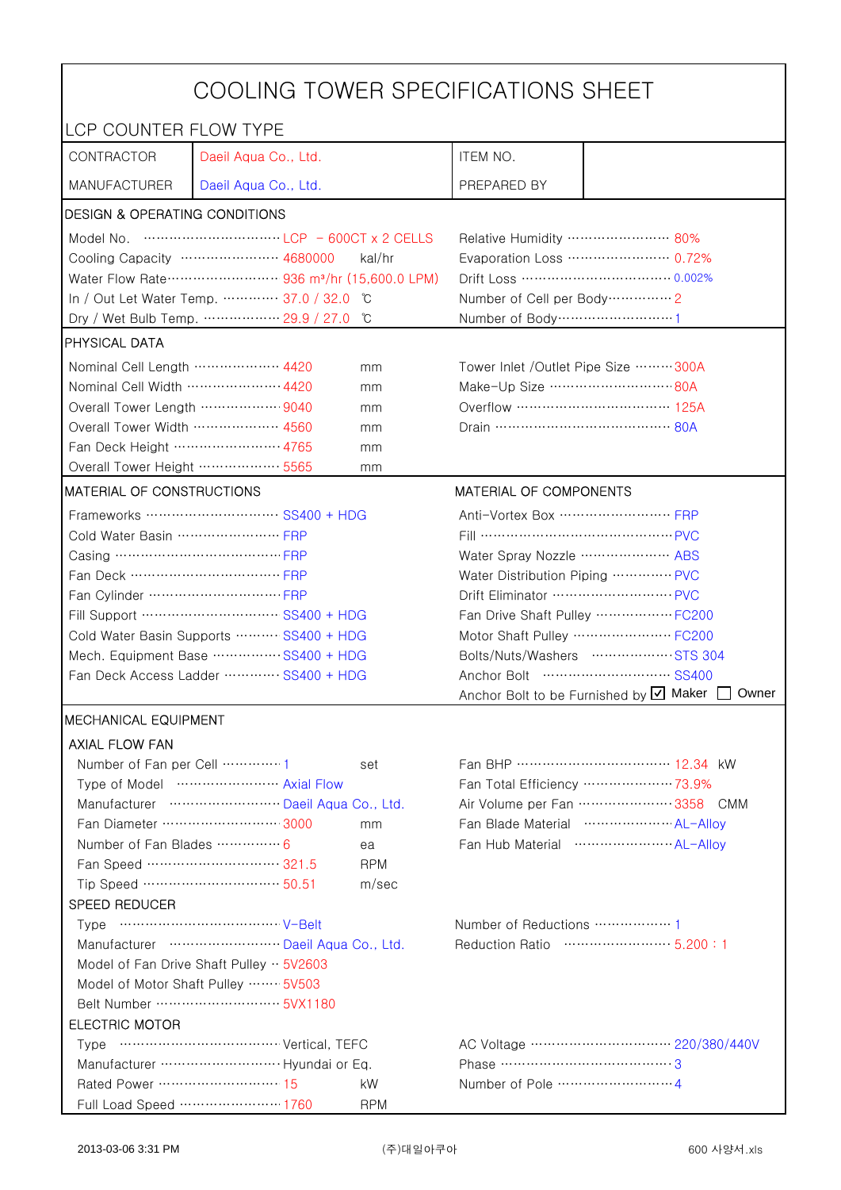# COOLING TOWER SPECIFICATIONS SHEET

LCP COUNTER FLOW TYPE

| | | | |
|---|---|---|---|
| CONTRACTOR | Daeil Aqua Co., Ltd. | ITEM NO. | |
| MANUFACTURER | Daeil Aqua Co., Ltd. | PREPARED BY | |

## DESIGN & OPERATING CONDITIONS

| | | | |
|---|---|---|---|
| Model No. | LCP − 600CT x 2 CELLS | Relative Humidity | 80% |
| Cooling Capacity | 4680000 kal/hr | Evaporation Loss | 0.72% |
| Water Flow Rate | 936 m³/hr (15,600.0 LPM) | Drift Loss | 0.002% |
| In / Out Let Water Temp. | 37.0 / 32.0 ℃ | Number of Cell per Body | 2 |
| Dry / Wet Bulb Temp. | 29.9 / 27.0 ℃ | Number of Body | 1 |

## PHYSICAL DATA

| | | | |
|---|---|---|---|
| Nominal Cell Length | 4420 mm | Tower Inlet /Outlet Pipe Size | 300A |
| Nominal Cell Width | 4420 mm | Make-Up Size | 80A |
| Overall Tower Length | 9040 mm | Overflow | 125A |
| Overall Tower Width | 4560 mm | Drain | 80A |
| Fan Deck Height | 4765 mm | | |
| Overall Tower Height | 5565 mm | | |

## MATERIAL OF CONSTRUCTIONS / MATERIAL OF COMPONENTS

| MATERIAL OF CONSTRUCTIONS | | MATERIAL OF COMPONENTS | |
|---|---|---|---|
| Frameworks | SS400 + HDG | Anti-Vortex Box | FRP |
| Cold Water Basin | FRP | Fill | PVC |
| Casing | FRP | Water Spray Nozzle | ABS |
| Fan Deck | FRP | Water Distribution Piping | PVC |
| Fan Cylinder | FRP | Drift Eliminator | PVC |
| Fill Support | SS400 + HDG | Fan Drive Shaft Pulley | FC200 |
| Cold Water Basin Supports | SS400 + HDG | Motor Shaft Pulley | FC200 |
| Mech. Equipment Base | SS400 + HDG | Bolts/Nuts/Washers | STS 304 |
| Fan Deck Access Ladder | SS400 + HDG | Anchor Bolt | SS400 |
| | | Anchor Bolt to be Furnished by | ☑ Maker ☐ Owner |

## MECHANICAL EQUIPMENT

### AXIAL FLOW FAN

| | | | |
|---|---|---|---|
| Number of Fan per Cell | 1 set | Fan BHP | 12.34 kW |
| Type of Model | Axial Flow | Fan Total Efficiency | 73.9% |
| Manufacturer | Daeil Aqua Co., Ltd. | Air Volume per Fan | 3358 CMM |
| Fan Diameter | 3000 mm | Fan Blade Material | AL-Alloy |
| Number of Fan Blades | 6 ea | Fan Hub Material | AL-Alloy |
| Fan Speed | 321.5 RPM | | |
| Tip Speed | 50.51 m/sec | | |

### SPEED REDUCER

| | | | |
|---|---|---|---|
| Type | V-Belt | Number of Reductions | 1 |
| Manufacturer | Daeil Aqua Co., Ltd. | Reduction Ratio | 5.200 : 1 |
| Model of Fan Drive Shaft Pulley | 5V2603 | | |
| Model of Motor Shaft Pulley | 5V503 | | |
| Belt Number | 5VX1180 | | |

### ELECTRIC MOTOR

| | | | |
|---|---|---|---|
| Type | Vertical, TEFC | AC Voltage | 220/380/440V |
| Manufacturer | Hyundai or Eq. | Phase | 3 |
| Rated Power | 15 kW | Number of Pole | 4 |
| Full Load Speed | 1760 RPM | | |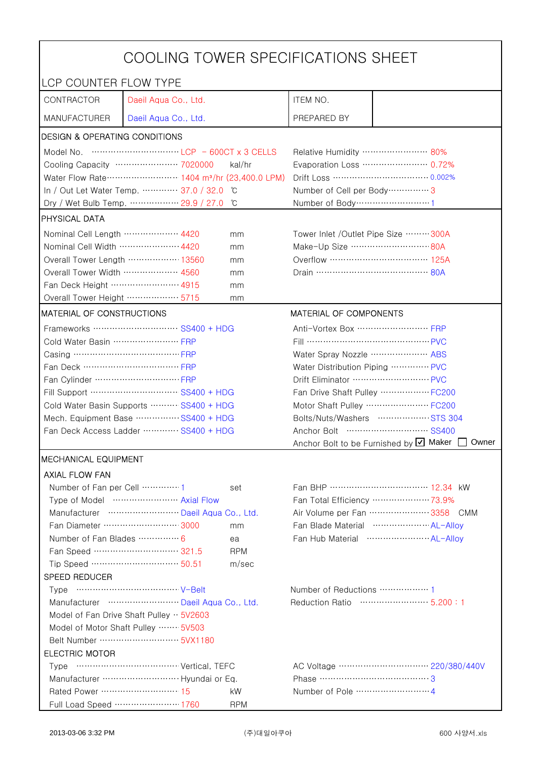# COOLING TOWER SPECIFICATIONS SHEET

## LCP COUNTER FLOW TYPE

| CONTRACTOR | Daeil Aqua Co., Ltd. | ITEM NO. | |
|---|---|---|---|
| MANUFACTURER | Daeil Aqua Co., Ltd. | PREPARED BY | |

### DESIGN & OPERATING CONDITIONS

| | | | | |
|---|---|---|---|---|
| Model No. | LCP – 600CT x 3 CELLS | | Relative Humidity | 80% |
| Cooling Capacity | 7020000 | kal/hr | Evaporation Loss | 0.72% |
| Water Flow Rate | 1404 m³/hr (23,400.0 LPM) | | Drift Loss | 0.002% |
| In / Out Let Water Temp. | 37.0 / 32.0 | ℃ | Number of Cell per Body | 3 |
| Dry / Wet Bulb Temp. | 29.9 / 27.0 | ℃ | Number of Body | 1 |

### PHYSICAL DATA

| | | | | |
|---|---|---|---|---|
| Nominal Cell Length | 4420 | mm | Tower Inlet /Outlet Pipe Size | 300A |
| Nominal Cell Width | 4420 | mm | Make-Up Size | 80A |
| Overall Tower Length | 13560 | mm | Overflow | 125A |
| Overall Tower Width | 4560 | mm | Drain | 80A |
| Fan Deck Height | 4915 | mm | | |
| Overall Tower Height | 5715 | mm | | |

### MATERIAL OF CONSTRUCTIONS / MATERIAL OF COMPONENTS

| MATERIAL OF CONSTRUCTIONS | | MATERIAL OF COMPONENTS | |
|---|---|---|---|
| Frameworks | SS400 + HDG | Anti-Vortex Box | FRP |
| Cold Water Basin | FRP | Fill | PVC |
| Casing | FRP | Water Spray Nozzle | ABS |
| Fan Deck | FRP | Water Distribution Piping | PVC |
| Fan Cylinder | FRP | Drift Eliminator | PVC |
| Fill Support | SS400 + HDG | Fan Drive Shaft Pulley | FC200 |
| Cold Water Basin Supports | SS400 + HDG | Motor Shaft Pulley | FC200 |
| Mech. Equipment Base | SS400 + HDG | Bolts/Nuts/Washers | STS 304 |
| Fan Deck Access Ladder | SS400 + HDG | Anchor Bolt | SS400 |
| | | Anchor Bolt to be Furnished by | ☑ Maker ☐ Owner |

### MECHANICAL EQUIPMENT

#### AXIAL FLOW FAN

| | | | | |
|---|---|---|---|---|
| Number of Fan per Cell | 1 | set | Fan BHP | 12.34 kW |
| Type of Model | Axial Flow | | Fan Total Efficiency | 73.9% |
| Manufacturer | Daeil Aqua Co., Ltd. | | Air Volume per Fan | 3358 CMM |
| Fan Diameter | 3000 | mm | Fan Blade Material | AL-Alloy |
| Number of Fan Blades | 6 | ea | Fan Hub Material | AL-Alloy |
| Fan Speed | 321.5 | RPM | | |
| Tip Speed | 50.51 | m/sec | | |

#### SPEED REDUCER

| | | | |
|---|---|---|---|
| Type | V-Belt | Number of Reductions | 1 |
| Manufacturer | Daeil Aqua Co., Ltd. | Reduction Ratio | 5.200 : 1 |
| Model of Fan Drive Shaft Pulley | 5V2603 | | |
| Model of Motor Shaft Pulley | 5V503 | | |
| Belt Number | 5VX1180 | | |

#### ELECTRIC MOTOR

| | | | | |
|---|---|---|---|---|
| Type | Vertical, TEFC | | AC Voltage | 220/380/440V |
| Manufacturer | Hyundai or Eq. | | Phase | 3 |
| Rated Power | 15 | kW | Number of Pole | 4 |
| Full Load Speed | 1760 | RPM | | |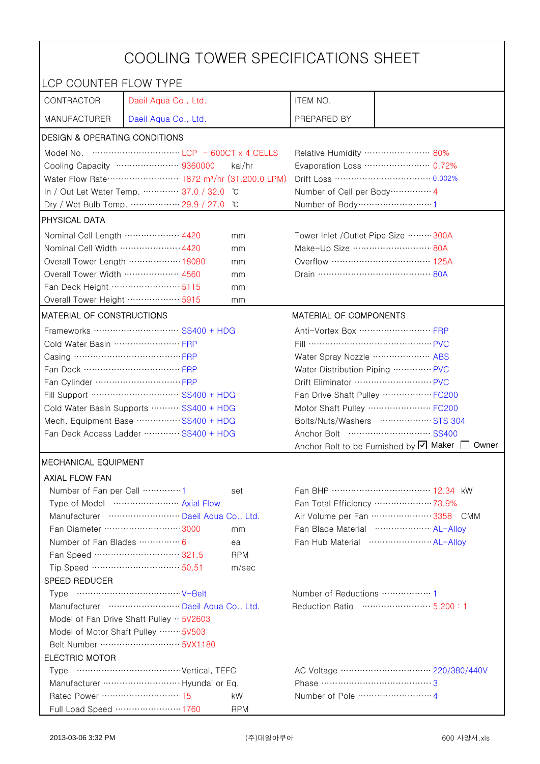# COOLING TOWER SPECIFICATIONS SHEET

## LCP COUNTER FLOW TYPE

| | | | |
|---|---|---|---|
| CONTRACTOR | Daeil Aqua Co., Ltd. | ITEM NO. | |
| MANUFACTURER | Daeil Aqua Co., Ltd. | PREPARED BY | |

### DESIGN & OPERATING CONDITIONS

| | | | |
|---|---|---|---|
| Model No. | LCP - 600CT x 4 CELLS | Relative Humidity | 80% |
| Cooling Capacity | 9360000 kal/hr | Evaporation Loss | 0.72% |
| Water Flow Rate | 1872 m³/hr (31,200.0 LPM) | Drift Loss | 0.002% |
| In / Out Let Water Temp. | 37.0 / 32.0 ℃ | Number of Cell per Body | 4 |
| Dry / Wet Bulb Temp. | 29.9 / 27.0 ℃ | Number of Body | 1 |

### PHYSICAL DATA

| | | | |
|---|---|---|---|
| Nominal Cell Length | 4420 mm | Tower Inlet /Outlet Pipe Size | 300A |
| Nominal Cell Width | 4420 mm | Make-Up Size | 80A |
| Overall Tower Length | 18080 mm | Overflow | 125A |
| Overall Tower Width | 4560 mm | Drain | 80A |
| Fan Deck Height | 5115 mm | | |
| Overall Tower Height | 5915 mm | | |

### MATERIAL OF CONSTRUCTIONS / MATERIAL OF COMPONENTS

| MATERIAL OF CONSTRUCTIONS | | MATERIAL OF COMPONENTS | |
|---|---|---|---|
| Frameworks | SS400 + HDG | Anti-Vortex Box | FRP |
| Cold Water Basin | FRP | Fill | PVC |
| Casing | FRP | Water Spray Nozzle | ABS |
| Fan Deck | FRP | Water Distribution Piping | PVC |
| Fan Cylinder | FRP | Drift Eliminator | PVC |
| Fill Support | SS400 + HDG | Fan Drive Shaft Pulley | FC200 |
| Cold Water Basin Supports | SS400 + HDG | Motor Shaft Pulley | FC200 |
| Mech. Equipment Base | SS400 + HDG | Bolts/Nuts/Washers | STS 304 |
| Fan Deck Access Ladder | SS400 + HDG | Anchor Bolt | SS400 |
| | | Anchor Bolt to be Furnished by | ☑ Maker ☐ Owner |

### MECHANICAL EQUIPMENT

#### AXIAL FLOW FAN

| | | | |
|---|---|---|---|
| Number of Fan per Cell | 1 set | Fan BHP | 12.34 kW |
| Type of Model | Axial Flow | Fan Total Efficiency | 73.9% |
| Manufacturer | Daeil Aqua Co., Ltd. | Air Volume per Fan | 3358 CMM |
| Fan Diameter | 3000 mm | Fan Blade Material | AL-Alloy |
| Number of Fan Blades | 6 ea | Fan Hub Material | AL-Alloy |
| Fan Speed | 321.5 RPM | | |
| Tip Speed | 50.51 m/sec | | |

#### SPEED REDUCER

| | | | |
|---|---|---|---|
| Type | V-Belt | Number of Reductions | 1 |
| Manufacturer | Daeil Aqua Co., Ltd. | Reduction Ratio | 5.200 : 1 |
| Model of Fan Drive Shaft Pulley | 5V2603 | | |
| Model of Motor Shaft Pulley | 5V503 | | |
| Belt Number | 5VX1180 | | |

#### ELECTRIC MOTOR

| | | | |
|---|---|---|---|
| Type | Vertical, TEFC | AC Voltage | 220/380/440V |
| Manufacturer | Hyundai or Eq. | Phase | 3 |
| Rated Power | 15 kW | Number of Pole | 4 |
| Full Load Speed | 1760 RPM | | |

2013-03-06 3:32 PM (주)대일아쿠아 600 사양서.xls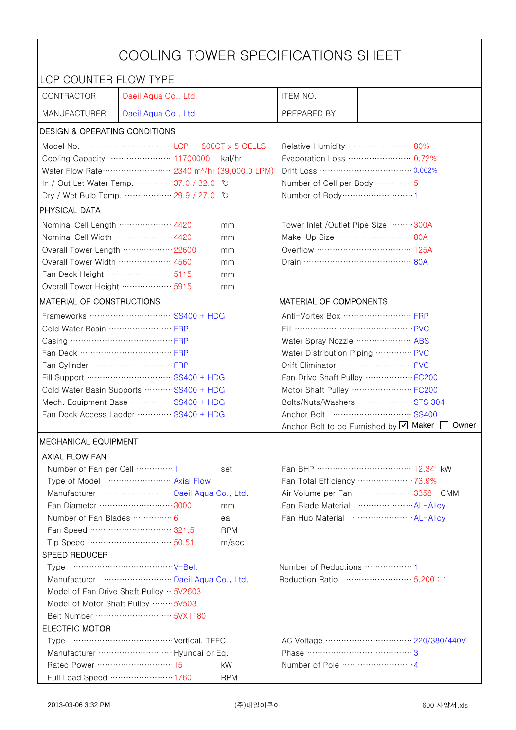# COOLING TOWER SPECIFICATIONS SHEET

## LCP COUNTER FLOW TYPE

| | | | |
|---|---|---|---|
| CONTRACTOR | Daeil Aqua Co., Ltd. | ITEM NO. | |
| MANUFACTURER | Daeil Aqua Co., Ltd. | PREPARED BY | |

### DESIGN & OPERATING CONDITIONS

| | | | |
|---|---|---|---|
| Model No. | LCP - 600CT x 5 CELLS | Relative Humidity | 80% |
| Cooling Capacity | 11700000 kal/hr | Evaporation Loss | 0.72% |
| Water Flow Rate | 2340 m³/hr (39,000.0 LPM) | Drift Loss | 0.002% |
| In / Out Let Water Temp. | 37.0 / 32.0 ℃ | Number of Cell per Body | 5 |
| Dry / Wet Bulb Temp. | 29.9 / 27.0 ℃ | Number of Body | 1 |

### PHYSICAL DATA

| | | | |
|---|---|---|---|
| Nominal Cell Length | 4420 mm | Tower Inlet /Outlet Pipe Size | 300A |
| Nominal Cell Width | 4420 mm | Make-Up Size | 80A |
| Overall Tower Length | 22600 mm | Overflow | 125A |
| Overall Tower Width | 4560 mm | Drain | 80A |
| Fan Deck Height | 5115 mm | | |
| Overall Tower Height | 5915 mm | | |

### MATERIAL OF CONSTRUCTIONS / MATERIAL OF COMPONENTS

| MATERIAL OF CONSTRUCTIONS | | MATERIAL OF COMPONENTS | |
|---|---|---|---|
| Frameworks | SS400 + HDG | Anti-Vortex Box | FRP |
| Cold Water Basin | FRP | Fill | PVC |
| Casing | FRP | Water Spray Nozzle | ABS |
| Fan Deck | FRP | Water Distribution Piping | PVC |
| Fan Cylinder | FRP | Drift Eliminator | PVC |
| Fill Support | SS400 + HDG | Fan Drive Shaft Pulley | FC200 |
| Cold Water Basin Supports | SS400 + HDG | Motor Shaft Pulley | FC200 |
| Mech. Equipment Base | SS400 + HDG | Bolts/Nuts/Washers | STS 304 |
| Fan Deck Access Ladder | SS400 + HDG | Anchor Bolt | SS400 |
| | | Anchor Bolt to be Furnished by | ☑ Maker ☐ Owner |

### MECHANICAL EQUIPMENT

#### AXIAL FLOW FAN

| | | | |
|---|---|---|---|
| Number of Fan per Cell | 1 set | Fan BHP | 12.34 kW |
| Type of Model | Axial Flow | Fan Total Efficiency | 73.9% |
| Manufacturer | Daeil Aqua Co., Ltd. | Air Volume per Fan | 3358 CMM |
| Fan Diameter | 3000 mm | Fan Blade Material | AL-Alloy |
| Number of Fan Blades | 6 ea | Fan Hub Material | AL-Alloy |
| Fan Speed | 321.5 RPM | | |
| Tip Speed | 50.51 m/sec | | |

#### SPEED REDUCER

| | | | |
|---|---|---|---|
| Type | V-Belt | Number of Reductions | 1 |
| Manufacturer | Daeil Aqua Co., Ltd. | Reduction Ratio | 5.200 : 1 |
| Model of Fan Drive Shaft Pulley | 5V2603 | | |
| Model of Motor Shaft Pulley | 5V503 | | |
| Belt Number | 5VX1180 | | |

#### ELECTRIC MOTOR

| | | | |
|---|---|---|---|
| Type | Vertical, TEFC | AC Voltage | 220/380/440V |
| Manufacturer | Hyundai or Eq. | Phase | 3 |
| Rated Power | 15 kW | Number of Pole | 4 |
| Full Load Speed | 1760 RPM | | |

2013-03-06 3:32 PM (주)대일아쿠아 600 사양서.xls